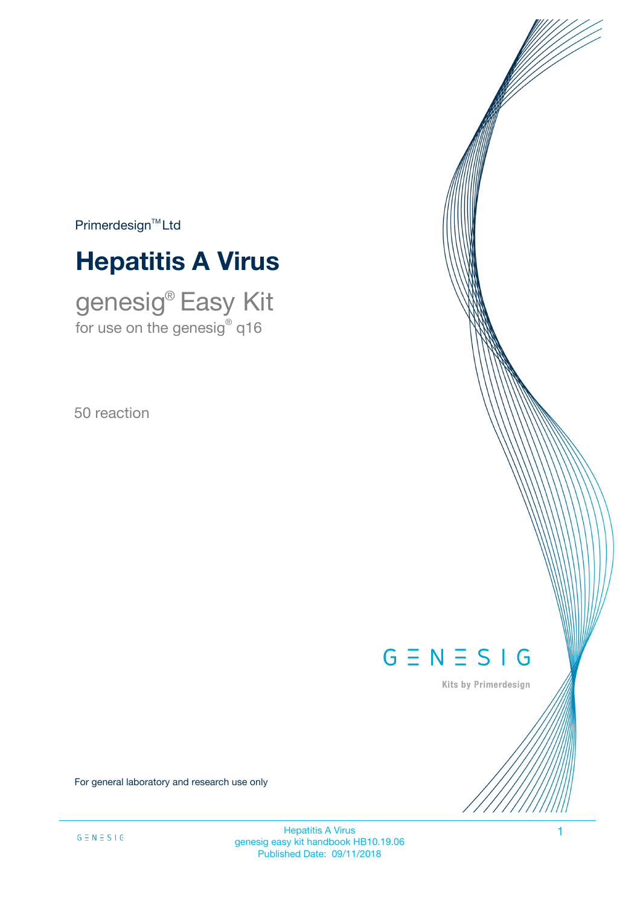Primerdesign™ Ltd

# Hepatitis A Virus

## genesig® Easy Kit

for use on the genesig® q16

50 reaction

GENESIG

Kits by Primerdesign

For general laboratory and research use only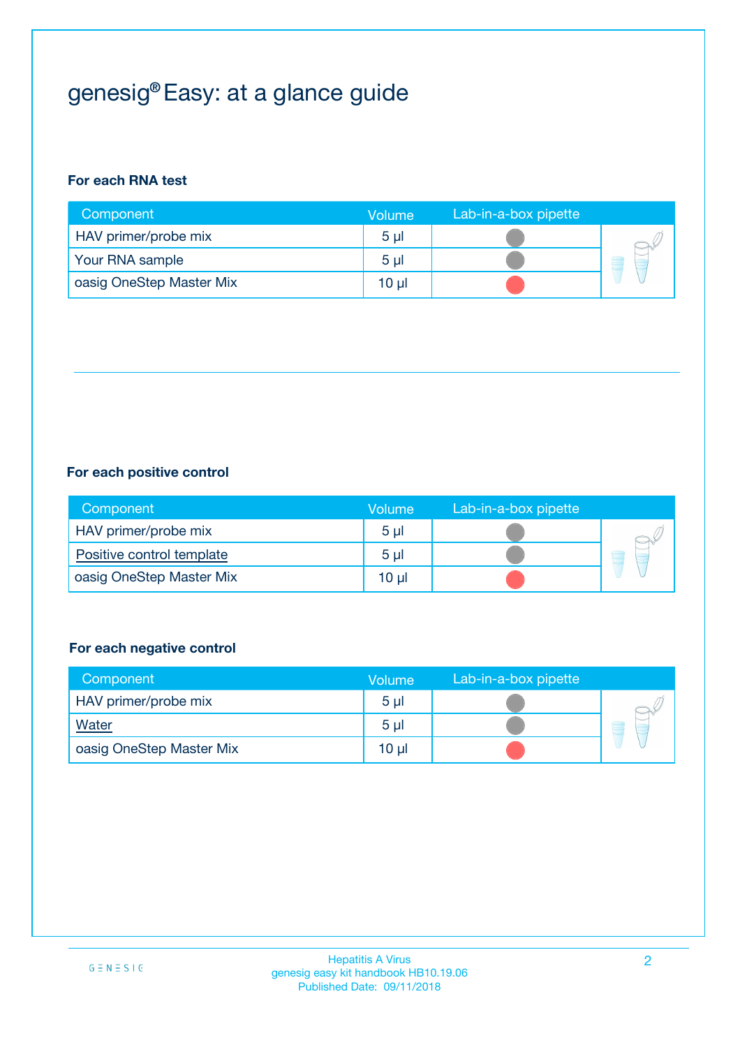# genesig® Easy: at a glance guide

**For each RNA test**

| Component | Volume | Lab-in-a-box pipette |
| --- | --- | --- |
| HAV primer/probe mix | 5 µl | |
| Your RNA sample | 5 µl | |
| oasig OneStep Master Mix | 10 µl | |

**For each positive control**

| Component | Volume | Lab-in-a-box pipette |
| --- | --- | --- |
| HAV primer/probe mix | 5 µl | |
| Positive control template | 5 µl | |
| oasig OneStep Master Mix | 10 µl | |

**For each negative control**

| Component | Volume | Lab-in-a-box pipette |
| --- | --- | --- |
| HAV primer/probe mix | 5 µl | |
| Water | 5 µl | |
| oasig OneStep Master Mix | 10 µl | |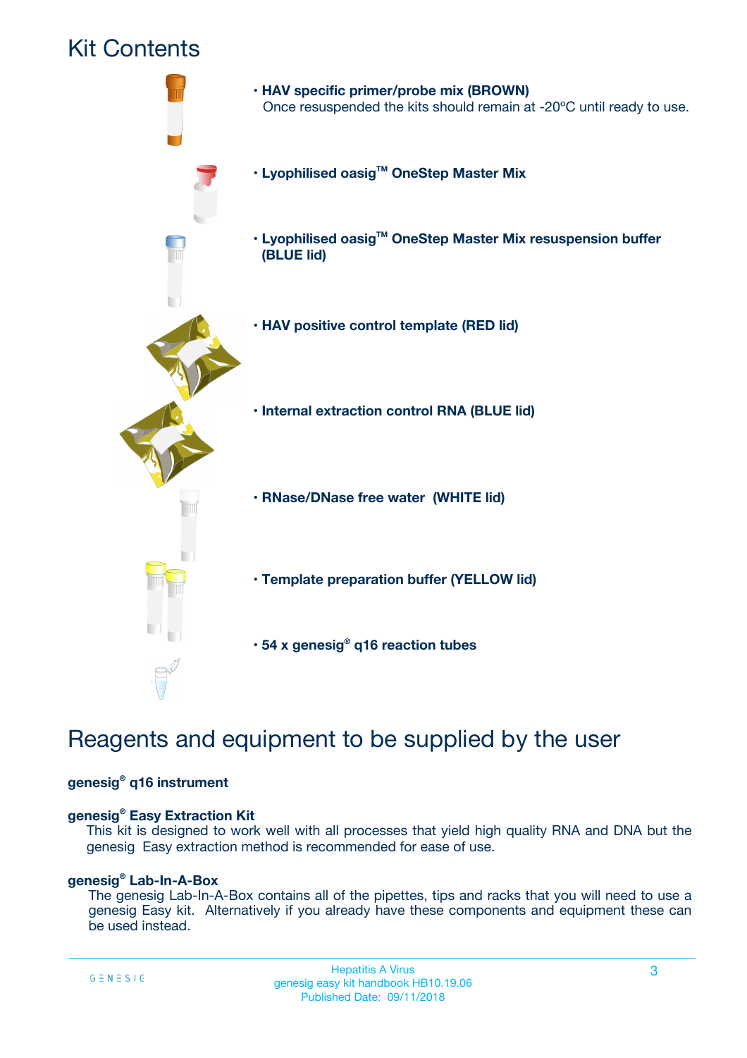# Kit Contents

- **HAV specific primer/probe mix (BROWN)**
  Once resuspended the kits should remain at -20ºC until ready to use.
- **Lyophilised oasig™ OneStep Master Mix**
- **Lyophilised oasig™ OneStep Master Mix resuspension buffer (BLUE lid)**
- **HAV positive control template (RED lid)**
- **Internal extraction control RNA (BLUE lid)**
- **RNase/DNase free water (WHITE lid)**
- **Template preparation buffer (YELLOW lid)**
- **54 x genesig® q16 reaction tubes**

# Reagents and equipment to be supplied by the user

**genesig® q16 instrument**

**genesig® Easy Extraction Kit**

This kit is designed to work well with all processes that yield high quality RNA and DNA but the genesig Easy extraction method is recommended for ease of use.

**genesig® Lab-In-A-Box**

The genesig Lab-In-A-Box contains all of the pipettes, tips and racks that you will need to use a genesig Easy kit. Alternatively if you already have these components and equipment these can be used instead.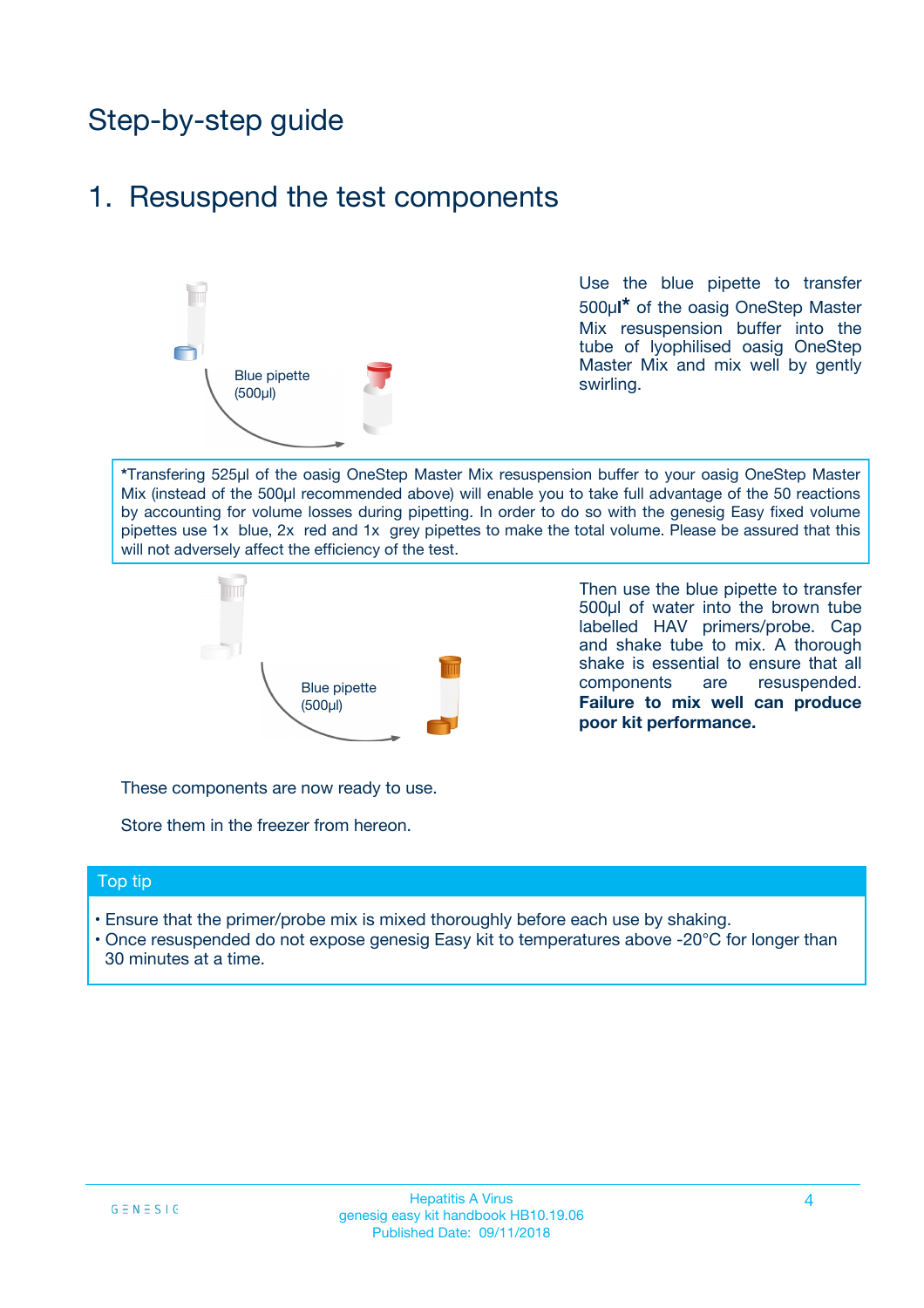# Step-by-step guide

## 1. Resuspend the test components

Blue pipette (500µl)

Use the blue pipette to transfer 500µl* of the oasig OneStep Master Mix resuspension buffer into the tube of lyophilised oasig OneStep Master Mix and mix well by gently swirling.

*Transfering 525µl of the oasig OneStep Master Mix resuspension buffer to your oasig OneStep Master Mix (instead of the 500µl recommended above) will enable you to take full advantage of the 50 reactions by accounting for volume losses during pipetting. In order to do so with the genesig Easy fixed volume pipettes use 1x blue, 2x red and 1x grey pipettes to make the total volume. Please be assured that this will not adversely affect the efficiency of the test.

Blue pipette (500µl)

Then use the blue pipette to transfer 500µl of water into the brown tube labelled HAV primers/probe. Cap and shake tube to mix. A thorough shake is essential to ensure that all components are resuspended. **Failure to mix well can produce poor kit performance.**

These components are now ready to use.

Store them in the freezer from hereon.

### Top tip

- Ensure that the primer/probe mix is mixed thoroughly before each use by shaking.
- Once resuspended do not expose genesig Easy kit to temperatures above -20°C for longer than 30 minutes at a time.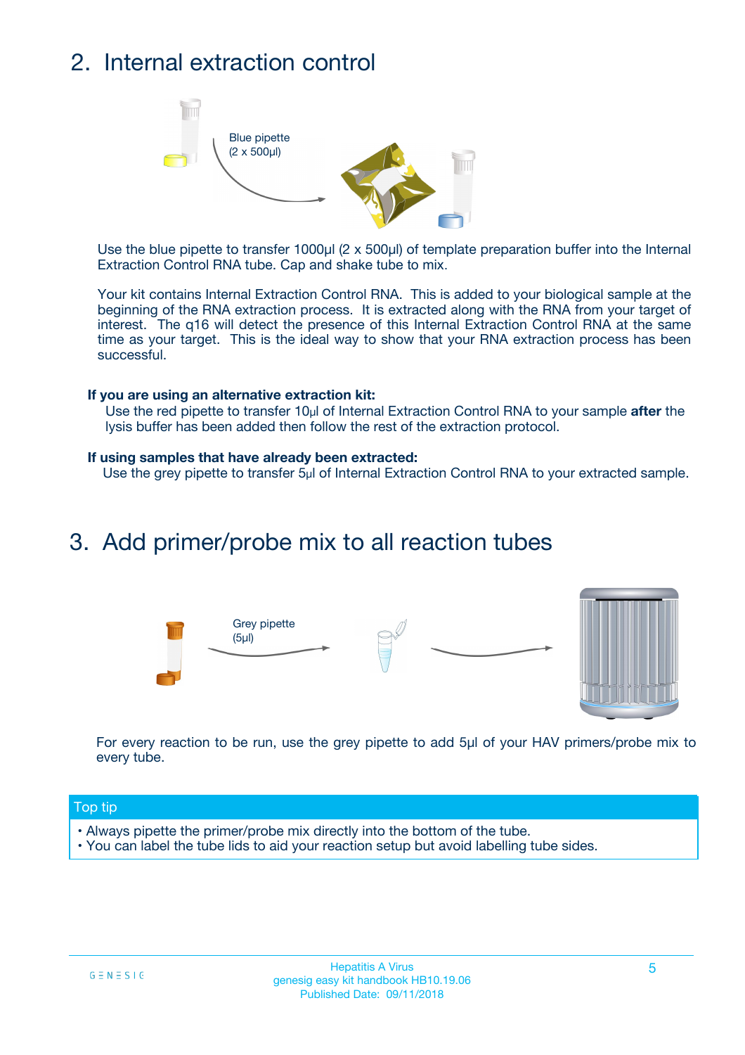## 2. Internal extraction control

Blue pipette (2 x 500µl)

Use the blue pipette to transfer 1000µl (2 x 500µl) of template preparation buffer into the Internal Extraction Control RNA tube. Cap and shake tube to mix.

Your kit contains Internal Extraction Control RNA. This is added to your biological sample at the beginning of the RNA extraction process. It is extracted along with the RNA from your target of interest. The q16 will detect the presence of this Internal Extraction Control RNA at the same time as your target. This is the ideal way to show that your RNA extraction process has been successful.

**If you are using an alternative extraction kit:**
Use the red pipette to transfer 10µl of Internal Extraction Control RNA to your sample **after** the lysis buffer has been added then follow the rest of the extraction protocol.

**If using samples that have already been extracted:**
Use the grey pipette to transfer 5µl of Internal Extraction Control RNA to your extracted sample.

## 3. Add primer/probe mix to all reaction tubes

Grey pipette (5µl)

For every reaction to be run, use the grey pipette to add 5µl of your HAV primers/probe mix to every tube.

**Top tip**

- Always pipette the primer/probe mix directly into the bottom of the tube.
- You can label the tube lids to aid your reaction setup but avoid labelling tube sides.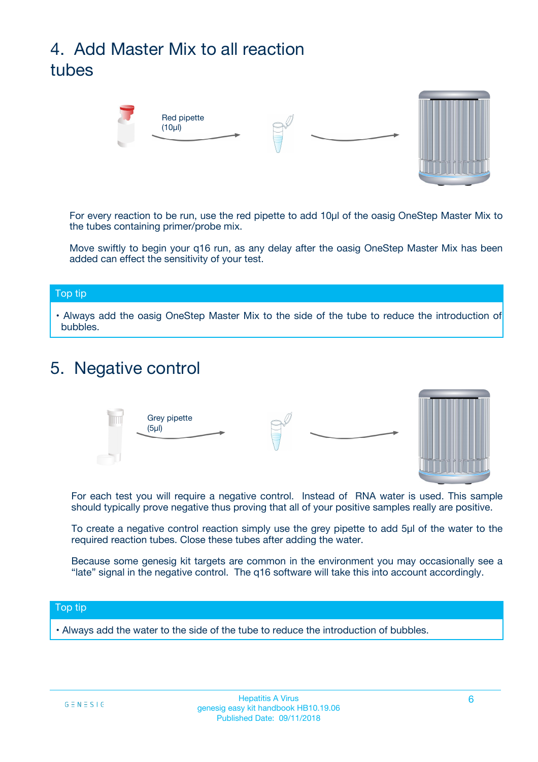## 4. Add Master Mix to all reaction tubes

Red pipette (10µl)

For every reaction to be run, use the red pipette to add 10µl of the oasig OneStep Master Mix to the tubes containing primer/probe mix.

Move swiftly to begin your q16 run, as any delay after the oasig OneStep Master Mix has been added can effect the sensitivity of your test.

**Top tip**

- Always add the oasig OneStep Master Mix to the side of the tube to reduce the introduction of bubbles.

## 5. Negative control

Grey pipette (5µl)

For each test you will require a negative control. Instead of RNA water is used. This sample should typically prove negative thus proving that all of your positive samples really are positive.

To create a negative control reaction simply use the grey pipette to add 5µl of the water to the required reaction tubes. Close these tubes after adding the water.

Because some genesig kit targets are common in the environment you may occasionally see a “late” signal in the negative control. The q16 software will take this into account accordingly.

**Top tip**

- Always add the water to the side of the tube to reduce the introduction of bubbles.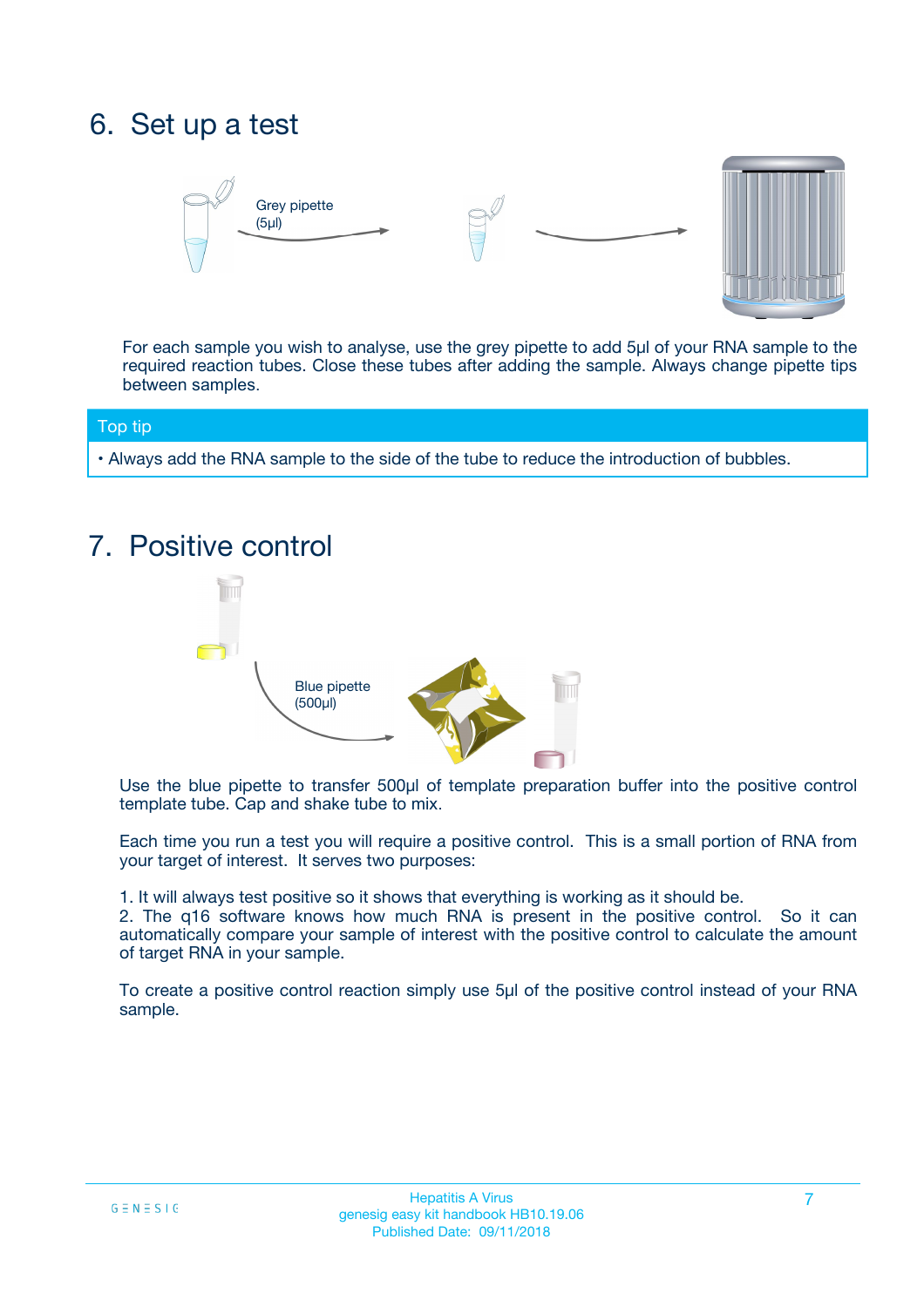## 6. Set up a test

Grey pipette (5µl)

For each sample you wish to analyse, use the grey pipette to add 5µl of your RNA sample to the required reaction tubes. Close these tubes after adding the sample. Always change pipette tips between samples.

**Top tip**

- Always add the RNA sample to the side of the tube to reduce the introduction of bubbles.

## 7. Positive control

Blue pipette (500µl)

Use the blue pipette to transfer 500µl of template preparation buffer into the positive control template tube. Cap and shake tube to mix.

Each time you run a test you will require a positive control. This is a small portion of RNA from your target of interest. It serves two purposes:

1. It will always test positive so it shows that everything is working as it should be.
2. The q16 software knows how much RNA is present in the positive control. So it can automatically compare your sample of interest with the positive control to calculate the amount of target RNA in your sample.

To create a positive control reaction simply use 5µl of the positive control instead of your RNA sample.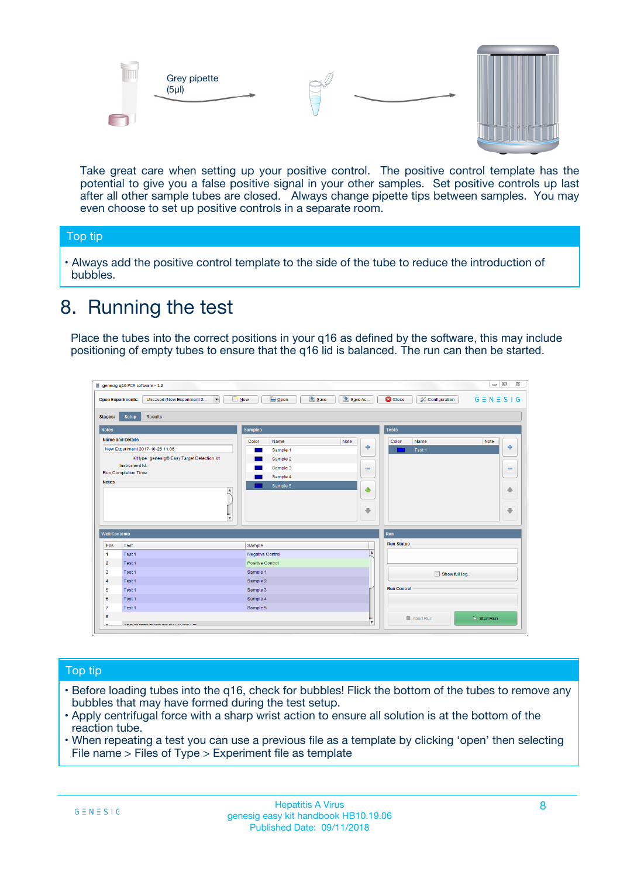Grey pipette (5µl)

Take great care when setting up your positive control. The positive control template has the potential to give you a false positive signal in your other samples. Set positive controls up last after all other sample tubes are closed. Always change pipette tips between samples. You may even choose to set up positive controls in a separate room.

## Top tip

- Always add the positive control template to the side of the tube to reduce the introduction of bubbles.

# 8. Running the test

Place the tubes into the correct positions in your q16 as defined by the software, this may include positioning of empty tubes to ensure that the q16 lid is balanced. The run can then be started.

## Top tip

- Before loading tubes into the q16, check for bubbles! Flick the bottom of the tubes to remove any bubbles that may have formed during the test setup.
- Apply centrifugal force with a sharp wrist action to ensure all solution is at the bottom of the reaction tube.
- When repeating a test you can use a previous file as a template by clicking 'open' then selecting File name > Files of Type > Experiment file as template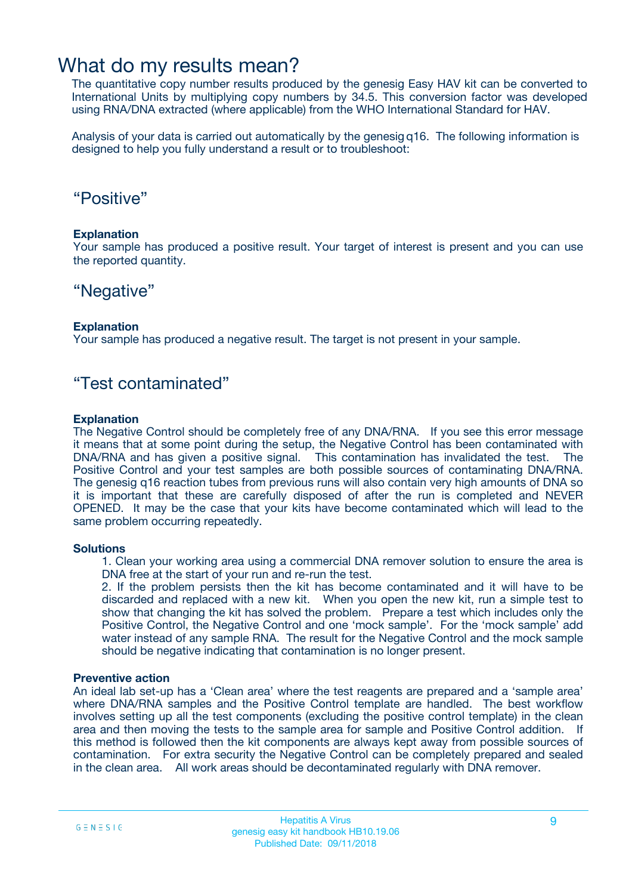# What do my results mean?

The quantitative copy number results produced by the genesig Easy HAV kit can be converted to International Units by multiplying copy numbers by 34.5. This conversion factor was developed using RNA/DNA extracted (where applicable) from the WHO International Standard for HAV.

Analysis of your data is carried out automatically by the genesig q16. The following information is designed to help you fully understand a result or to troubleshoot:

## “Positive”

**Explanation**

Your sample has produced a positive result. Your target of interest is present and you can use the reported quantity.

## “Negative”

**Explanation**

Your sample has produced a negative result. The target is not present in your sample.

## “Test contaminated”

**Explanation**

The Negative Control should be completely free of any DNA/RNA. If you see this error message it means that at some point during the setup, the Negative Control has been contaminated with DNA/RNA and has given a positive signal. This contamination has invalidated the test. The Positive Control and your test samples are both possible sources of contaminating DNA/RNA. The genesig q16 reaction tubes from previous runs will also contain very high amounts of DNA so it is important that these are carefully disposed of after the run is completed and NEVER OPENED. It may be the case that your kits have become contaminated which will lead to the same problem occurring repeatedly.

**Solutions**

1. Clean your working area using a commercial DNA remover solution to ensure the area is DNA free at the start of your run and re-run the test.
2. If the problem persists then the kit has become contaminated and it will have to be discarded and replaced with a new kit. When you open the new kit, run a simple test to show that changing the kit has solved the problem. Prepare a test which includes only the Positive Control, the Negative Control and one ‘mock sample’. For the ‘mock sample’ add water instead of any sample RNA. The result for the Negative Control and the mock sample should be negative indicating that contamination is no longer present.

**Preventive action**

An ideal lab set-up has a ‘Clean area’ where the test reagents are prepared and a ‘sample area’ where DNA/RNA samples and the Positive Control template are handled. The best workflow involves setting up all the test components (excluding the positive control template) in the clean area and then moving the tests to the sample area for sample and Positive Control addition. If this method is followed then the kit components are always kept away from possible sources of contamination. For extra security the Negative Control can be completely prepared and sealed in the clean area. All work areas should be decontaminated regularly with DNA remover.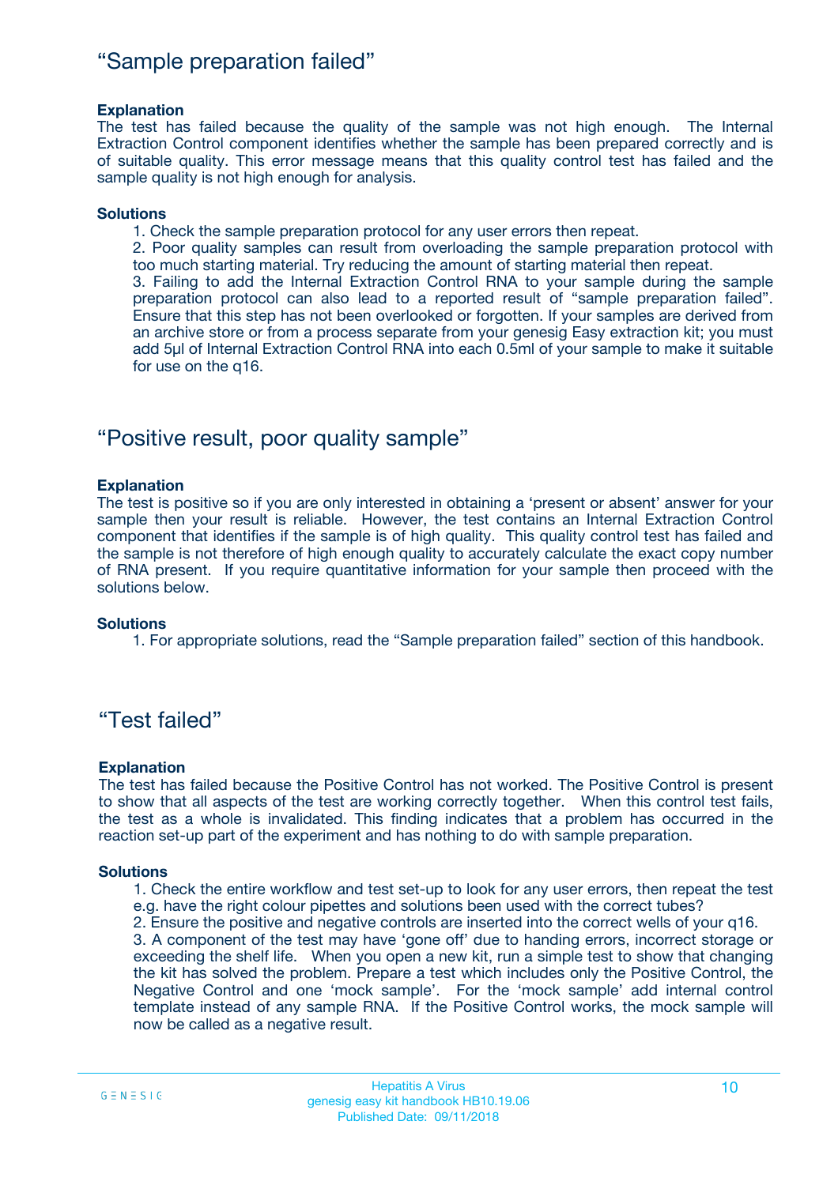## “Sample preparation failed”

**Explanation**

The test has failed because the quality of the sample was not high enough. The Internal Extraction Control component identifies whether the sample has been prepared correctly and is of suitable quality. This error message means that this quality control test has failed and the sample quality is not high enough for analysis.

**Solutions**

1. Check the sample preparation protocol for any user errors then repeat.
2. Poor quality samples can result from overloading the sample preparation protocol with too much starting material. Try reducing the amount of starting material then repeat.
3. Failing to add the Internal Extraction Control RNA to your sample during the sample preparation protocol can also lead to a reported result of “sample preparation failed”. Ensure that this step has not been overlooked or forgotten. If your samples are derived from an archive store or from a process separate from your genesig Easy extraction kit; you must add 5µl of Internal Extraction Control RNA into each 0.5ml of your sample to make it suitable for use on the q16.

## “Positive result, poor quality sample”

**Explanation**

The test is positive so if you are only interested in obtaining a ‘present or absent’ answer for your sample then your result is reliable. However, the test contains an Internal Extraction Control component that identifies if the sample is of high quality. This quality control test has failed and the sample is not therefore of high enough quality to accurately calculate the exact copy number of RNA present. If you require quantitative information for your sample then proceed with the solutions below.

**Solutions**

1. For appropriate solutions, read the “Sample preparation failed” section of this handbook.

## “Test failed”

**Explanation**

The test has failed because the Positive Control has not worked. The Positive Control is present to show that all aspects of the test are working correctly together. When this control test fails, the test as a whole is invalidated. This finding indicates that a problem has occurred in the reaction set-up part of the experiment and has nothing to do with sample preparation.

**Solutions**

1. Check the entire workflow and test set-up to look for any user errors, then repeat the test e.g. have the right colour pipettes and solutions been used with the correct tubes?
2. Ensure the positive and negative controls are inserted into the correct wells of your q16.
3. A component of the test may have ‘gone off’ due to handing errors, incorrect storage or exceeding the shelf life. When you open a new kit, run a simple test to show that changing the kit has solved the problem. Prepare a test which includes only the Positive Control, the Negative Control and one ‘mock sample’. For the ‘mock sample’ add internal control template instead of any sample RNA. If the Positive Control works, the mock sample will now be called as a negative result.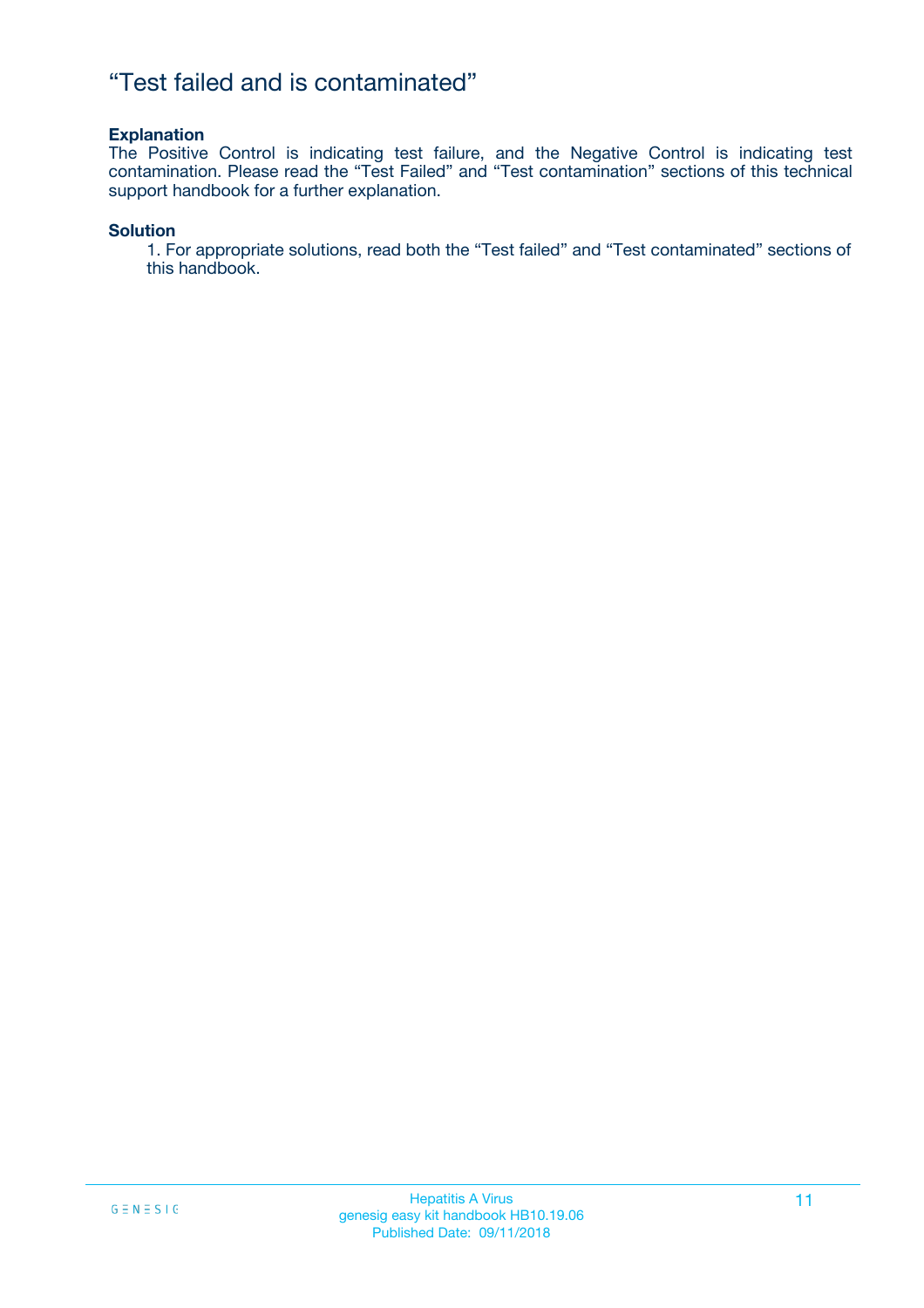# “Test failed and is contaminated”

**Explanation**

The Positive Control is indicating test failure, and the Negative Control is indicating test contamination. Please read the “Test Failed” and “Test contamination” sections of this technical support handbook for a further explanation.

**Solution**

1. For appropriate solutions, read both the “Test failed” and “Test contaminated” sections of this handbook.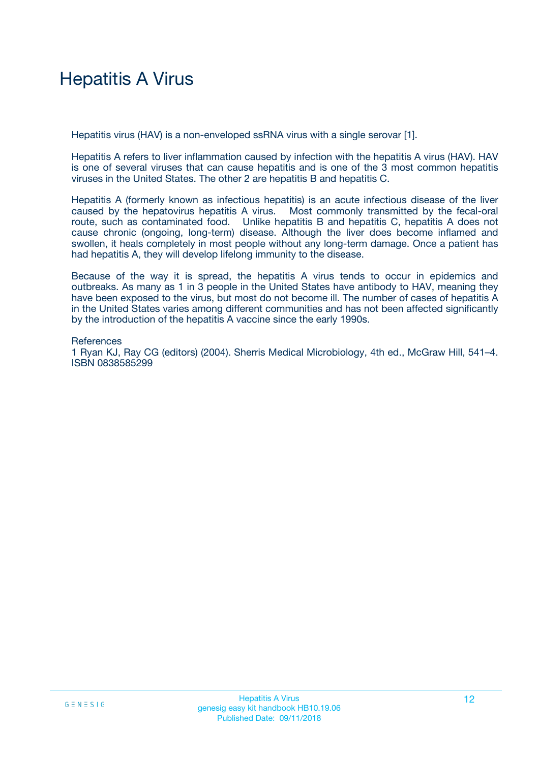# Hepatitis A Virus

Hepatitis virus (HAV) is a non-enveloped ssRNA virus with a single serovar [1].

Hepatitis A refers to liver inflammation caused by infection with the hepatitis A virus (HAV). HAV is one of several viruses that can cause hepatitis and is one of the 3 most common hepatitis viruses in the United States. The other 2 are hepatitis B and hepatitis C.

Hepatitis A (formerly known as infectious hepatitis) is an acute infectious disease of the liver caused by the hepatovirus hepatitis A virus. Most commonly transmitted by the fecal-oral route, such as contaminated food. Unlike hepatitis B and hepatitis C, hepatitis A does not cause chronic (ongoing, long-term) disease. Although the liver does become inflamed and swollen, it heals completely in most people without any long-term damage. Once a patient has had hepatitis A, they will develop lifelong immunity to the disease.

Because of the way it is spread, the hepatitis A virus tends to occur in epidemics and outbreaks. As many as 1 in 3 people in the United States have antibody to HAV, meaning they have been exposed to the virus, but most do not become ill. The number of cases of hepatitis A in the United States varies among different communities and has not been affected significantly by the introduction of the hepatitis A vaccine since the early 1990s.

References
1 Ryan KJ, Ray CG (editors) (2004). Sherris Medical Microbiology, 4th ed., McGraw Hill, 541–4. ISBN 0838585299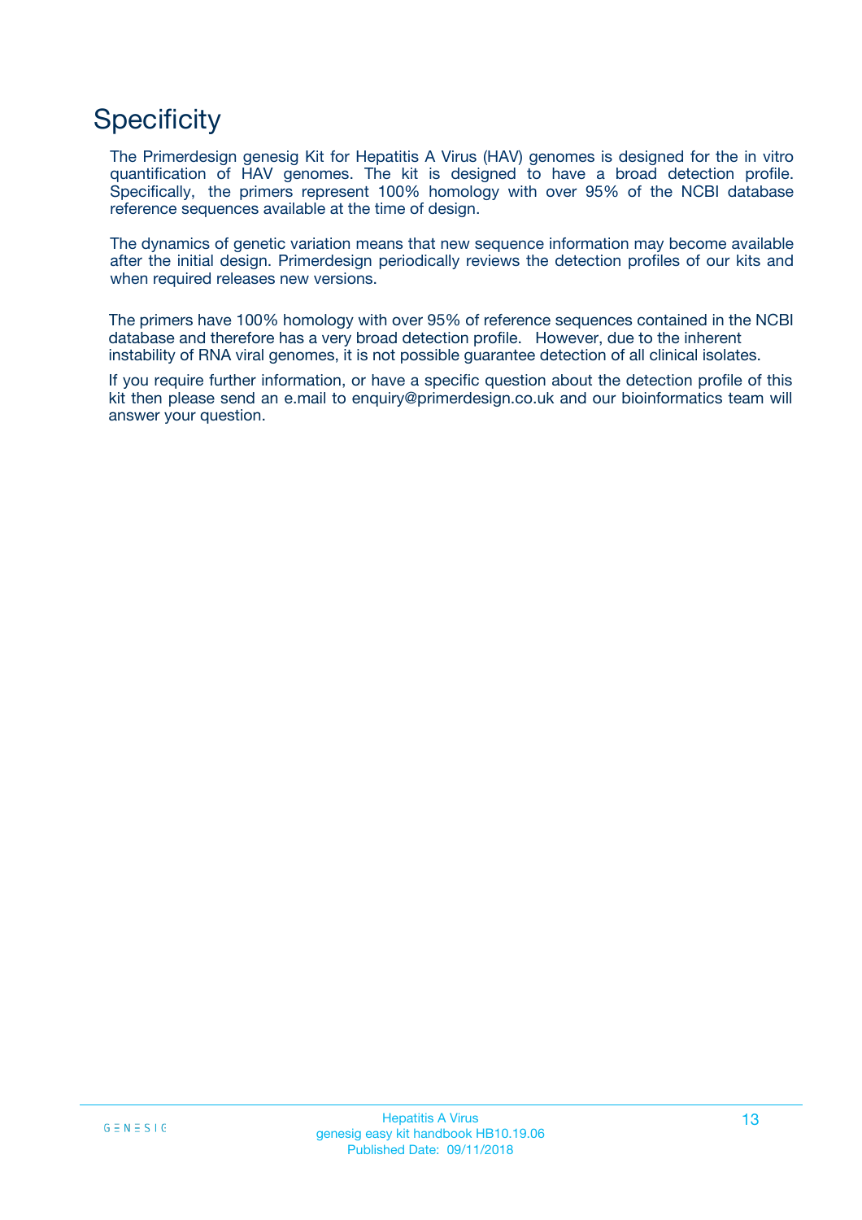# Specificity

The Primerdesign genesig Kit for Hepatitis A Virus (HAV) genomes is designed for the in vitro quantification of HAV genomes. The kit is designed to have a broad detection profile. Specifically, the primers represent 100% homology with over 95% of the NCBI database reference sequences available at the time of design.

The dynamics of genetic variation means that new sequence information may become available after the initial design. Primerdesign periodically reviews the detection profiles of our kits and when required releases new versions.

The primers have 100% homology with over 95% of reference sequences contained in the NCBI database and therefore has a very broad detection profile. However, due to the inherent instability of RNA viral genomes, it is not possible guarantee detection of all clinical isolates.

If you require further information, or have a specific question about the detection profile of this kit then please send an e.mail to enquiry@primerdesign.co.uk and our bioinformatics team will answer your question.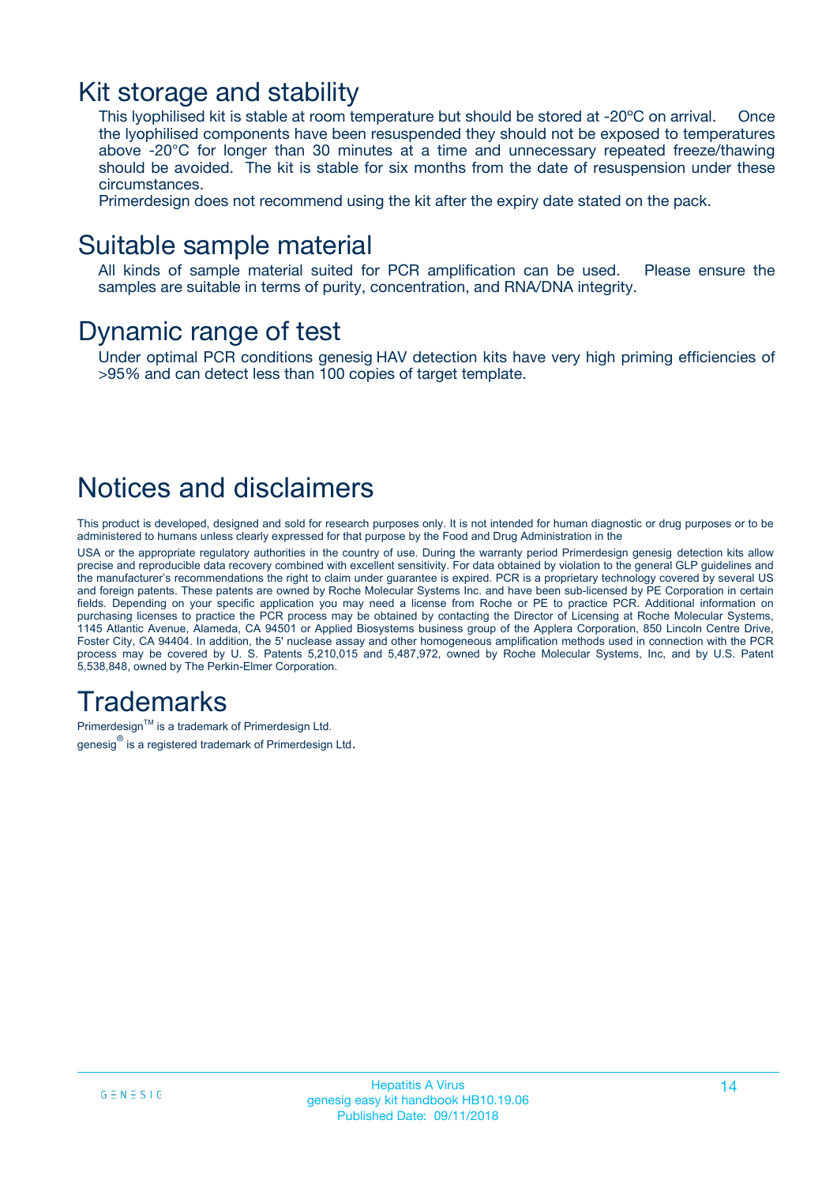# Kit storage and stability

This lyophilised kit is stable at room temperature but should be stored at -20ºC on arrival. Once the lyophilised components have been resuspended they should not be exposed to temperatures above -20°C for longer than 30 minutes at a time and unnecessary repeated freeze/thawing should be avoided. The kit is stable for six months from the date of resuspension under these circumstances.

Primerdesign does not recommend using the kit after the expiry date stated on the pack.

# Suitable sample material

All kinds of sample material suited for PCR amplification can be used. Please ensure the samples are suitable in terms of purity, concentration, and RNA/DNA integrity.

# Dynamic range of test

Under optimal PCR conditions genesig HAV detection kits have very high priming efficiencies of >95% and can detect less than 100 copies of target template.

# Notices and disclaimers

This product is developed, designed and sold for research purposes only. It is not intended for human diagnostic or drug purposes or to be administered to humans unless clearly expressed for that purpose by the Food and Drug Administration in the

USA or the appropriate regulatory authorities in the country of use. During the warranty period Primerdesign genesig detection kits allow precise and reproducible data recovery combined with excellent sensitivity. For data obtained by violation to the general GLP guidelines and the manufacturer's recommendations the right to claim under guarantee is expired. PCR is a proprietary technology covered by several US and foreign patents. These patents are owned by Roche Molecular Systems Inc. and have been sub-licensed by PE Corporation in certain fields. Depending on your specific application you may need a license from Roche or PE to practice PCR. Additional information on purchasing licenses to practice the PCR process may be obtained by contacting the Director of Licensing at Roche Molecular Systems, 1145 Atlantic Avenue, Alameda, CA 94501 or Applied Biosystems business group of the Applera Corporation, 850 Lincoln Centre Drive, Foster City, CA 94404. In addition, the 5' nuclease assay and other homogeneous amplification methods used in connection with the PCR process may be covered by U. S. Patents 5,210,015 and 5,487,972, owned by Roche Molecular Systems, Inc, and by U.S. Patent 5,538,848, owned by The Perkin-Elmer Corporation.

# Trademarks

Primerdesign™ is a trademark of Primerdesign Ltd.

genesig® is a registered trademark of Primerdesign Ltd.